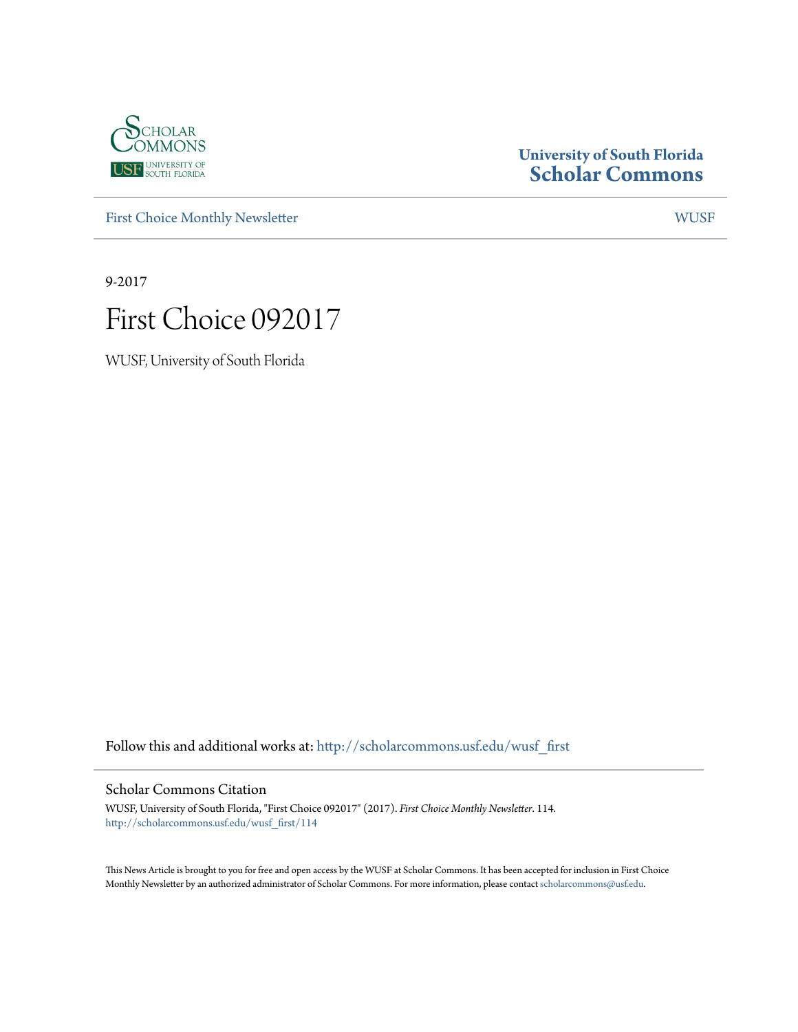University of South Florida
**Scholar Commons**

First Choice Monthly Newsletter | WUSF

9-2017

# First Choice 092017

WUSF, University of South Florida

Follow this and additional works at: http://scholarcommons.usf.edu/wusf_first

## Scholar Commons Citation

WUSF, University of South Florida, "First Choice 092017" (2017). *First Choice Monthly Newsletter*. 114.
http://scholarcommons.usf.edu/wusf_first/114

This News Article is brought to you for free and open access by the WUSF at Scholar Commons. It has been accepted for inclusion in First Choice Monthly Newsletter by an authorized administrator of Scholar Commons. For more information, please contact scholarcommons@usf.edu.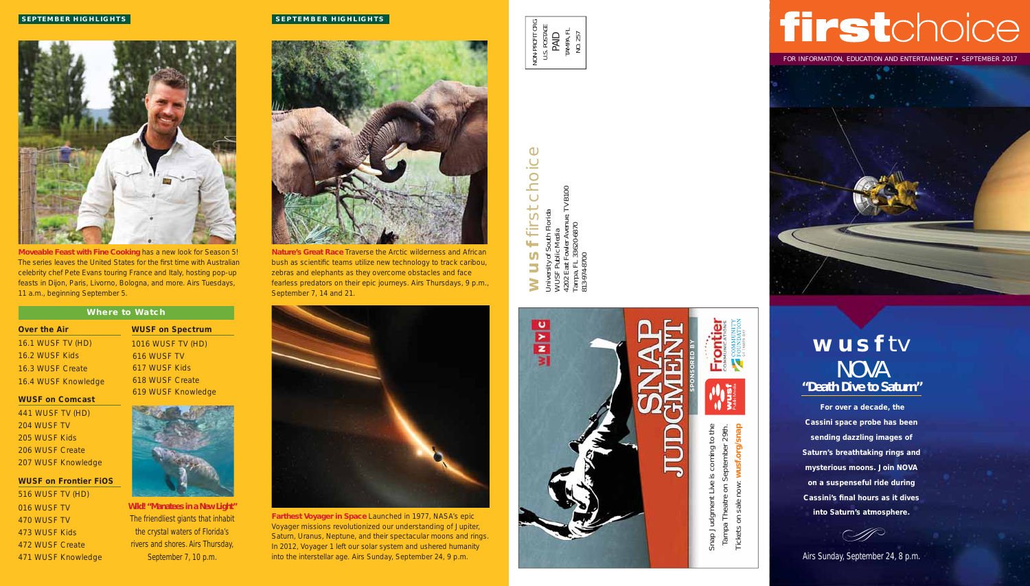## SEPTEMBER HIGHLIGHTS

**Moveable Feast with Fine Cooking** has a new look for Season 5! The series leaves the United States for the first time with Australian celebrity chef Pete Evans touring France and Italy, hosting pop-up feasts in Dijon, Paris, Livorno, Bologna, and more. Airs Tuesdays, 11 a.m., beginning September 5.

### Where to Watch

**Over the Air**
- 16.1 WUSF TV (HD)
- 16.2 WUSF Kids
- 16.3 WUSF Create
- 16.4 WUSF Knowledge

**WUSF on Comcast**
- 441 WUSF TV (HD)
- 204 WUSF TV
- 205 WUSF Kids
- 206 WUSF Create
- 207 WUSF Knowledge

**WUSF on Frontier FiOS**
- 516 WUSF TV (HD)
- 016 WUSF TV
- 470 WUSF TV
- 473 WUSF Kids
- 472 WUSF Create
- 471 WUSF Knowledge

**WUSF on Spectrum**
- 1016 WUSF TV (HD)
- 616 WUSF TV
- 617 WUSF Kids
- 618 WUSF Create
- 619 WUSF Knowledge

**Wild! "Manatees in a New Light"** The friendliest giants that inhabit the crystal waters of Florida's rivers and shores. Airs Thursday, September 7, 10 p.m.

## SEPTEMBER HIGHLIGHTS

**Nature's Great Race** Traverse the Arctic wilderness and African bush as scientific teams utilize new technology to track caribou, zebras and elephants as they overcome obstacles and face fearless predators on their epic journeys. Airs Thursdays, 9 p.m., September 7, 14 and 21.

**Farthest Voyager in Space** Launched in 1977, NASA's epic Voyager missions revolutionized our understanding of Jupiter, Saturn, Uranus, Neptune, and their spectacular moons and rings. In 2012, Voyager 1 left our solar system and ushered humanity into the interstellar age. Airs Sunday, September 24, 9 p.m.

NON-PROFIT ORG
U.S. POSTAGE
PAID
TAMPA, FL
NO. 257

wusf firstchoice
University of South Florida
WUSF Public Media
4202 East Fowler Avenue, TVB100
Tampa, FL 33620-6870
813-974-8700

WNYC

SNAP JUDGMENT

SPONSORED BY Frontier Communications, Community Foundation of Tampa Bay, wusf Public Media

Snap Judgment Live is coming to the Tampa Theatre on September 29th.
Tickets on sale now: wusf.org/snap

# firstchoice

FOR INFORMATION, EDUCATION AND ENTERTAINMENT • SEPTEMBER 2017

## wusf tv
## NOVA
### "Death Dive to Saturn"

**For over a decade, the Cassini space probe has been sending dazzling images of Saturn's breathtaking rings and mysterious moons. Join NOVA on a suspenseful ride during Cassini's final hours as it dives into Saturn's atmosphere.**

Airs Sunday, September 24, 8 p.m.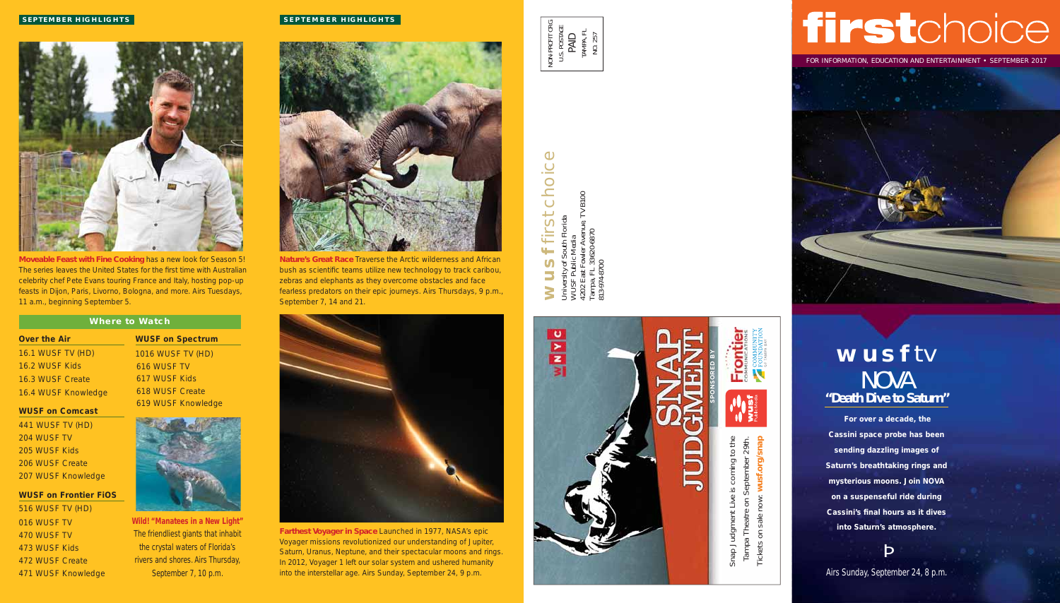## SEPTEMBER HIGHLIGHTS

**Moveable Feast with Fine Cooking** has a new look for Season 5! The series leaves the United States for the first time with Australian celebrity chef Pete Evans touring France and Italy, hosting pop-up feasts in Dijon, Paris, Livorno, Bologna, and more. Airs Tuesdays, 11 a.m., beginning September 5.

### Where to Watch

**Over the Air**
- 16.1 WUSF TV (HD)
- 16.2 WUSF Kids
- 16.3 WUSF Create
- 16.4 WUSF Knowledge

**WUSF on Comcast**
- 441 WUSF TV (HD)
- 204 WUSF TV
- 205 WUSF Kids
- 206 WUSF Create
- 207 WUSF Knowledge

**WUSF on Frontier FiOS**
- 516 WUSF TV (HD)
- 016 WUSF TV
- 470 WUSF TV
- 473 WUSF Kids
- 472 WUSF Create
- 471 WUSF Knowledge

**WUSF on Spectrum**
- 1016 WUSF TV (HD)
- 616 WUSF TV
- 617 WUSF Kids
- 618 WUSF Create
- 619 WUSF Knowledge

**Wild! "Manatees in a New Light"** The friendliest giants that inhabit the crystal waters of Florida's rivers and shores. Airs Thursday, September 7, 10 p.m.

## SEPTEMBER HIGHLIGHTS

**Nature's Great Race** Traverse the Arctic wilderness and African bush as scientific teams utilize new technology to track caribou, zebras and elephants as they overcome obstacles and face fearless predators on their epic journeys. Airs Thursdays, 9 p.m., September 7, 14 and 21.

**Farthest Voyager in Space** Launched in 1977, NASA's epic Voyager missions revolutionized our understanding of Jupiter, Saturn, Uranus, Neptune, and their spectacular moons and rings. In 2012, Voyager 1 left our solar system and ushered humanity into the interstellar age. Airs Sunday, September 24, 9 p.m.

NON-PROFIT ORG.
U.S. POSTAGE
PAID
TAMPA, FL
NO. 257

**wusf** firstchoice

University of South Florida
WUSF Public Media
4202 East Fowler Avenue, TVB100
Tampa, FL 33620-6870
813-974-8700

WNYC — SNAP JUDGMENT

SPONSORED BY Frontier Communications, Community Foundation of Tampa Bay, wusf Public Media

Snap Judgment Live is coming to the Tampa Theatre on September 29th.
Tickets on sale now: **wusf.org/snap**

# firstchoice

FOR INFORMATION, EDUCATION AND ENTERTAINMENT • SEPTEMBER 2017

## wusf tv
## NOVA
### "Death Dive to Saturn"

**For over a decade, the Cassini space probe has been sending dazzling images of Saturn's breathtaking rings and mysterious moons. Join NOVA on a suspenseful ride during Cassini's final hours as it dives into Saturn's atmosphere.**

Airs Sunday, September 24, 8 p.m.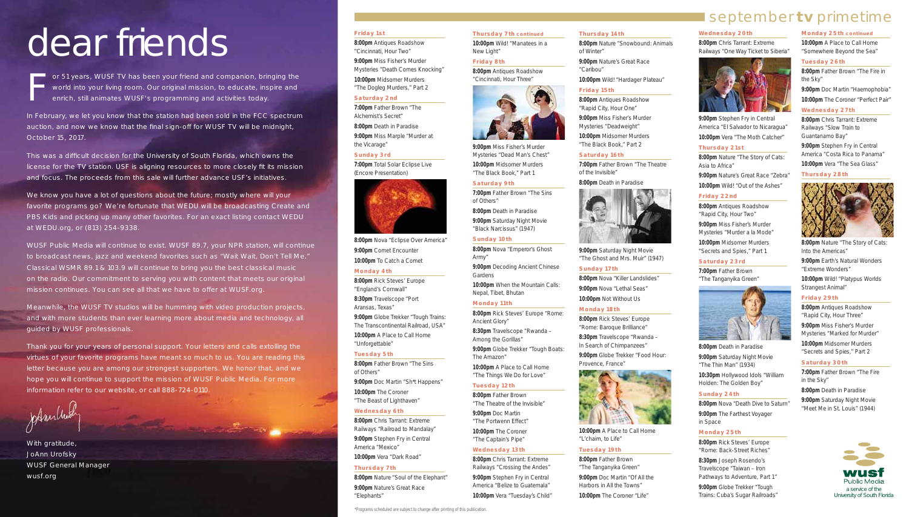# dear friends

For 51 years, WUSF TV has been your friend and companion, bringing the world into your living room. Our original mission, to educate, inspire and enrich, still animates WUSF's programming and activities today.

In February, we let you know that the station had been sold in the FCC spectrum auction, and now we know that the final sign-off for WUSF TV will be midnight, October 15, 2017.

This was a difficult decision for the University of South Florida, which owns the license for the TV station. USF is aligning resources to more closely fit its mission and focus. The proceeds from this sale will further advance USF's initiatives.

We know you have a lot of questions about the future; mostly where will your favorite programs go? We're fortunate that WEDU will be broadcasting Create and PBS Kids and picking up many other favorites. For an exact listing contact WEDU at WEDU.org, or (813) 254-9338.

WUSF Public Media will continue to exist. WUSF 89.7, your NPR station, will continue to broadcast news, jazz and weekend favorites such as "Wait Wait, Don't Tell Me." Classical WSMR 89.1 & 103.9 will continue to bring you the best classical music on the radio. Our commitment to serving you with content that meets our original mission continues. You can see all that we have to offer at WUSF.org.

Meanwhile, the WUSF TV studios will be humming with video production projects, and with more students than ever learning more about media and technology, all guided by WUSF professionals.

Thank you for your years of personal support. Your letters and calls extolling the virtues of your favorite programs have meant so much to us. You are reading this letter because you are among our strongest supporters. We honor that, and we hope you will continue to support the mission of WUSF Public Media. For more information refer to our website, or call 888-724-0110.

With gratitude,
JoAnn Urofsky
WUSF General Manager
wusf.org

# september tv primetime

### Friday 1st
**8:00pm** Antiques Roadshow "Cincinnati, Hour Two"
**9:00pm** Miss Fisher's Murder Mysteries "Death Comes Knocking"
**10:00pm** Midsomer Murders "The Dogleg Murders," Part 2

### Saturday 2nd
**7:00pm** Father Brown "The Alchemist's Secret"
**8:00pm** Death in Paradise
**9:00pm** Miss Marple "Murder at the Vicarage"

### Sunday 3rd
**7:00pm** Total Solar Eclipse Live (Encore Presentation)
**8:00pm** Nova "Eclipse Over America"
**9:00pm** Comet Encounter
**10:00pm** To Catch a Comet

### Monday 4th
**8:00pm** Rick Steves' Europe "England's Cornwall"
**8:30pm** Travelscope "Port Aransas, Texas"
**9:00pm** Globe Trekker "Tough Trains: The Transcontinental Railroad, USA"
**10:00pm** A Place to Call Home "Unforgettable"

### Tuesday 5th
**8:00pm** Father Brown "The Sins of Others"
**9:00pm** Doc Martin "Sh*t Happens"
**10:00pm** The Coroner "The Beast of Lighthaven"

### Wednesday 6th
**8:00pm** Chris Tarrant: Extreme Railways "Railroad to Mandalay"
**9:00pm** Stephen Fry in Central America "Mexico"
**10:00pm** Vera "Dark Road"

### Thursday 7th
**8:00pm** Nature "Soul of the Elephant"
**9:00pm** Nature's Great Race "Elephants"

### Thursday 7th continued
**10:00pm** Wild! "Manatees in a New Light"

### Friday 8th
**8:00pm** Antiques Roadshow "Cincinnati, Hour Three"
**9:00pm** Miss Fisher's Murder Mysteries "Dead Man's Chest"
**10:00pm** Midsomer Murders "The Black Book," Part 1

### Saturday 9th
**7:00pm** Father Brown "The Sins of Others"
**8:00pm** Death in Paradise
**9:00pm** Saturday Night Movie "Black Narcissus" (1947)

### Sunday 10th
**8:00pm** Nova "Emperor's Ghost Army"
**9:00pm** Decoding Ancient Chinese Gardens
**10:00pm** When the Mountain Calls: Nepal, Tibet, Bhutan

### Monday 11th
**8:00pm** Rick Steves' Europe "Rome: Ancient Glory"
**8:30pm** Travelscope "Rwanda – Among the Gorillas"
**9:00pm** Globe Trekker "Tough Boats: The Amazon"
**10:00pm** A Place to Call Home "The Things We Do for Love"

### Tuesday 12th
**8:00pm** Father Brown "The Theatre of the Invisible"
**9:00pm** Doc Martin "The Portwenn Effect"
**10:00pm** The Coroner "The Captain's Pipe"

### Wednesday 13th
**8:00pm** Chris Tarrant: Extreme Railways "Crossing the Andes"
**9:00pm** Stephen Fry in Central America "Belize to Guatemala"
**10:00pm** Vera "Tuesday's Child"

### Thursday 14th
**8:00pm** Nature "Snowbound: Animals of Winter"
**9:00pm** Nature's Great Race "Caribou"
**10:00pm** Wild! "Hardager Plateau"

### Friday 15th
**8:00pm** Antiques Roadshow "Rapid City, Hour One"
**9:00pm** Miss Fisher's Murder Mysteries "Deadweight"
**10:00pm** Midsomer Murders "The Black Book," Part 2

### Saturday 16th
**7:00pm** Father Brown "The Theatre of the Invisible"
**8:00pm** Death in Paradise
**9:00pm** Saturday Night Movie "The Ghost and Mrs. Muir" (1947)

### Sunday 17th
**8:00pm** Nova "Killer Landslides"
**9:00pm** Nova "Lethal Seas"
**10:00pm** Not Without Us

### Monday 18th
**8:00pm** Rick Steves' Europe "Rome: Baroque Brilliance"
**8:30pm** Travelscope "Rwanda – In Search of Chimpanzees"
**9:00pm** Globe Trekker "Food Hour: Provence, France"
**10:00pm** A Place to Call Home "L'chaim, to Life"

### Tuesday 19th
**8:00pm** Father Brown "The Tanganyika Green"
**9:00pm** Doc Martin "Of All the Harbors in All the Towns"
**10:00pm** The Coroner "Life"

### Wednesday 20th
**8:00pm** Chris Tarrant: Extreme Railways "One Way Ticket to Siberia"
**9:00pm** Stephen Fry in Central America "El Salvador to Nicaragua"
**10:00pm** Vera "The Moth Catcher"

### Thursday 21st
**8:00pm** Nature "The Story of Cats: Asia to Africa"
**9:00pm** Nature's Great Race "Zebra"
**10:00pm** Wild! "Out of the Ashes"

### Friday 22nd
**8:00pm** Antiques Roadshow "Rapid City, Hour Two"
**9:00pm** Miss Fisher's Murder Mysteries "Murder a la Mode"
**10:00pm** Midsomer Murders "Secrets and Spies," Part 1

### Saturday 23rd
**7:00pm** Father Brown "The Tanganyika Green"
**8:00pm** Death in Paradise
**9:00pm** Saturday Night Movie "The Thin Man" (1934)
**10:30pm** Hollywood Idols "William Holden: The Golden Boy"

### Sunday 24th
**8:00pm** Nova "Death Dive to Saturn"
**9:00pm** The Farthest Voyager in Space

### Monday 25th
**8:00pm** Rick Steves' Europe "Rome: Back-Street Riches"
**8:30pm** Joseph Rosendo's Travelscope "Taiwan – Iron Pathways to Adventure, Part 1"
**9:00pm** Globe Trekker "Tough Trains: Cuba's Sugar Railroads"

### Monday 25th continued
**10:00pm** A Place to Call Home "Somewhere Beyond the Sea"

### Tuesday 26th
**8:00pm** Father Brown "The Fire in the Sky"
**9:00pm** Doc Martin "Haemophobia"
**10:00pm** The Coroner "Perfect Pair"

### Wednesday 27th
**8:00pm** Chris Tarrant: Extreme Railways "Slow Train to Guantanamo Bay"
**9:00pm** Stephen Fry in Central America "Costa Rica to Panama"
**10:00pm** Vera "The Sea Glass"

### Thursday 28th
**8:00pm** Nature "The Story of Cats: Into the Americas"
**9:00pm** Earth's Natural Wonders "Extreme Wonders"
**10:00pm** Wild! "Platypus Worlds Strangest Animal"

### Friday 29th
**8:00pm** Antiques Roadshow "Rapid City, Hour Three"
**9:00pm** Miss Fisher's Murder Mysteries "Marked for Murder"
**10:00pm** Midsomer Murders "Secrets and Spies," Part 2

### Saturday 30th
**7:00pm** Father Brown "The Fire in the Sky"
**8:00pm** Death in Paradise
**9:00pm** Saturday Night Movie "Meet Me in St. Louis" (1944)

wusf Public Media
a service of the University of South Florida

*Programs scheduled are subject to change after printing of this publication.